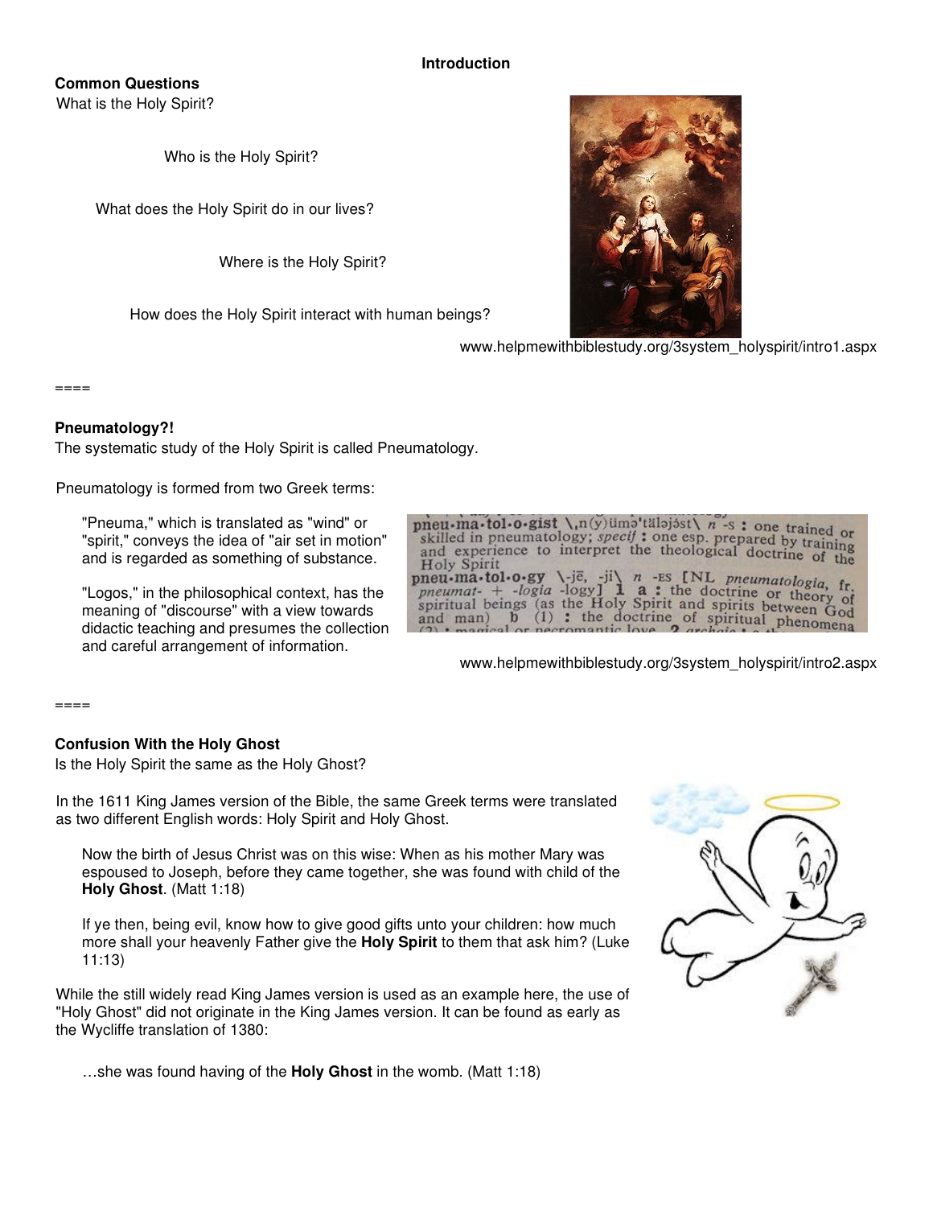# Introduction

**Common Questions**

What is the Holy Spirit?

Who is the Holy Spirit?

What does the Holy Spirit do in our lives?

Where is the Holy Spirit?

How does the Holy Spirit interact with human beings?

www.helpmewithbiblestudy.org/3system_holysprit/intro1.aspx

====

**Pneumatology?!**

The systematic study of the Holy Spirit is called Pneumatology.

Pneumatology is formed from two Greek terms:

> "Pneuma," which is translated as "wind" or "spirit," conveys the idea of "air set in motion" and is regarded as something of substance.
>
> "Logos," in the philosophical context, has the meaning of "discourse" with a view towards didactic teaching and presumes the collection and careful arrangement of information.

pneu·ma·tol·o·gist \ˌn(y)ümə'täləjəst\ *n* -s **:** one trained or skilled in pneumatology; *specif* **:** one esp. prepared by training and experience to interpret the theological doctrine of the Holy Spirit
pneu·ma·tol·o·gy \-jē, -ji\ *n* -ES [NL *pneumatologia*, fr. *pneumat-* + *-logia* -logy] **1 a :** the doctrine or theory of spiritual beings (as the Holy Spirit and spirits between God and man) **b** (1) **:** the doctrine of spiritual phenomena

www.helpmewithbiblestudy.org/3system_holysprit/intro2.aspx

====

**Confusion With the Holy Ghost**

Is the Holy Spirit the same as the Holy Ghost?

In the 1611 King James version of the Bible, the same Greek terms were translated as two different English words: Holy Spirit and Holy Ghost.

> Now the birth of Jesus Christ was on this wise: When as his mother Mary was espoused to Joseph, before they came together, she was found with child of the **Holy Ghost**. (Matt 1:18)
>
> If ye then, being evil, know how to give good gifts unto your children: how much more shall your heavenly Father give the **Holy Spirit** to them that ask him? (Luke 11:13)

While the still widely read King James version is used as an example here, the use of "Holy Ghost" did not originate in the King James version. It can be found as early as the Wycliffe translation of 1380:

> …she was found having of the **Holy Ghost** in the womb. (Matt 1:18)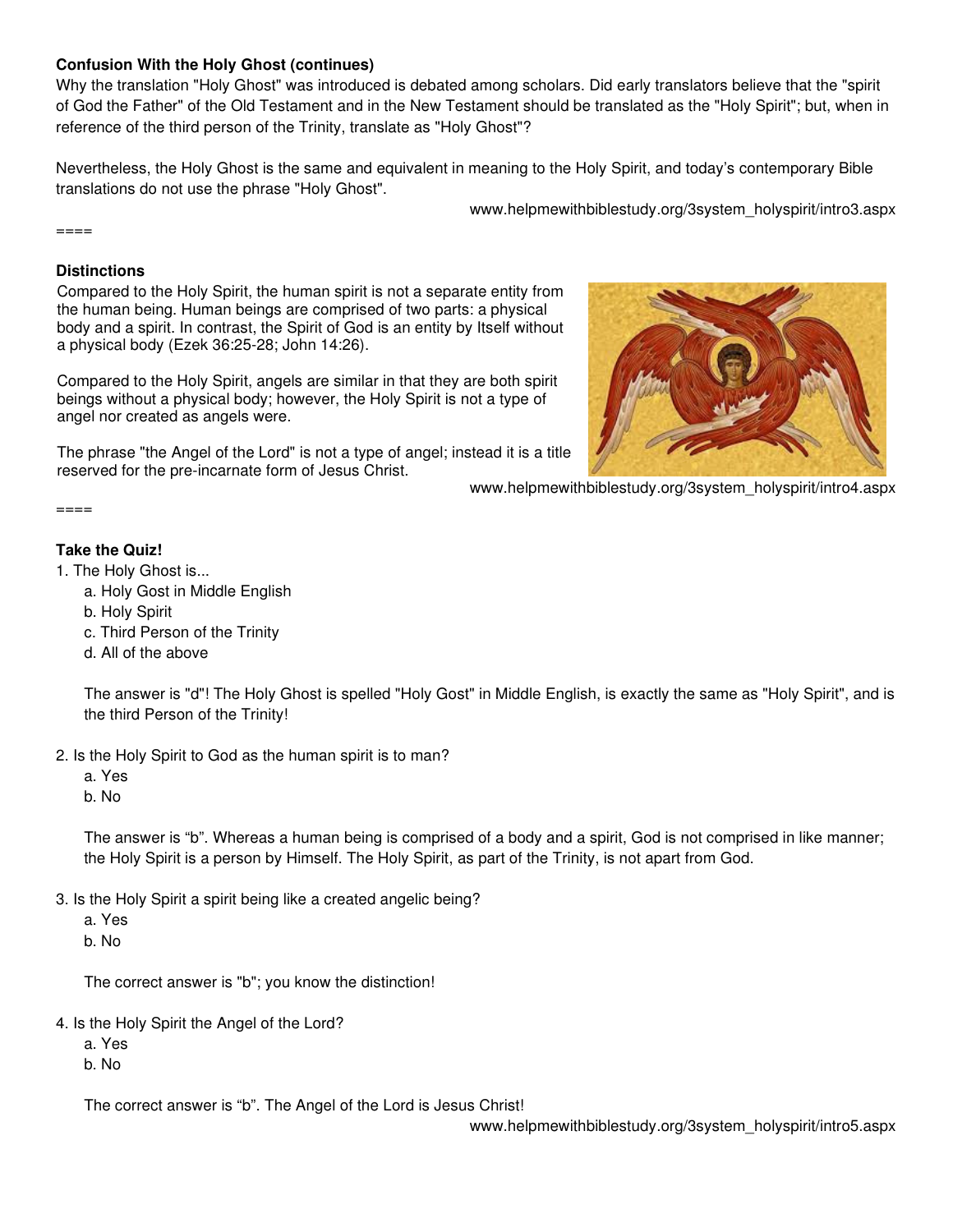**Confusion With the Holy Ghost (continues)**

Why the translation "Holy Ghost" was introduced is debated among scholars. Did early translators believe that the "spirit of God the Father" of the Old Testament and in the New Testament should be translated as the "Holy Spirit"; but, when in reference of the third person of the Trinity, translate as "Holy Ghost"?

Nevertheless, the Holy Ghost is the same and equivalent in meaning to the Holy Spirit, and today's contemporary Bible translations do not use the phrase "Holy Ghost".

www.helpmewithbiblestudy.org/3system_holyspirit/intro3.aspx

====

**Distinctions**

Compared to the Holy Spirit, the human spirit is not a separate entity from the human being. Human beings are comprised of two parts: a physical body and a spirit. In contrast, the Spirit of God is an entity by Itself without a physical body (Ezek 36:25-28; John 14:26).

Compared to the Holy Spirit, angels are similar in that they are both spirit beings without a physical body; however, the Holy Spirit is not a type of angel nor created as angels were.

The phrase "the Angel of the Lord" is not a type of angel; instead it is a title reserved for the pre-incarnate form of Jesus Christ.

www.helpmewithbiblestudy.org/3system_holyspirit/intro4.aspx

====

**Take the Quiz!**

1. The Holy Ghost is...
   a. Holy Gost in Middle English
   b. Holy Spirit
   c. Third Person of the Trinity
   d. All of the above

   The answer is "d"! The Holy Ghost is spelled "Holy Gost" in Middle English, is exactly the same as "Holy Spirit", and is the third Person of the Trinity!

2. Is the Holy Spirit to God as the human spirit is to man?
   a. Yes
   b. No

   The answer is "b". Whereas a human being is comprised of a body and a spirit, God is not comprised in like manner; the Holy Spirit is a person by Himself. The Holy Spirit, as part of the Trinity, is not apart from God.

3. Is the Holy Spirit a spirit being like a created angelic being?
   a. Yes
   b. No

   The correct answer is "b"; you know the distinction!

4. Is the Holy Spirit the Angel of the Lord?
   a. Yes
   b. No

   The correct answer is "b". The Angel of the Lord is Jesus Christ!

www.helpmewithbiblestudy.org/3system_holyspirit/intro5.aspx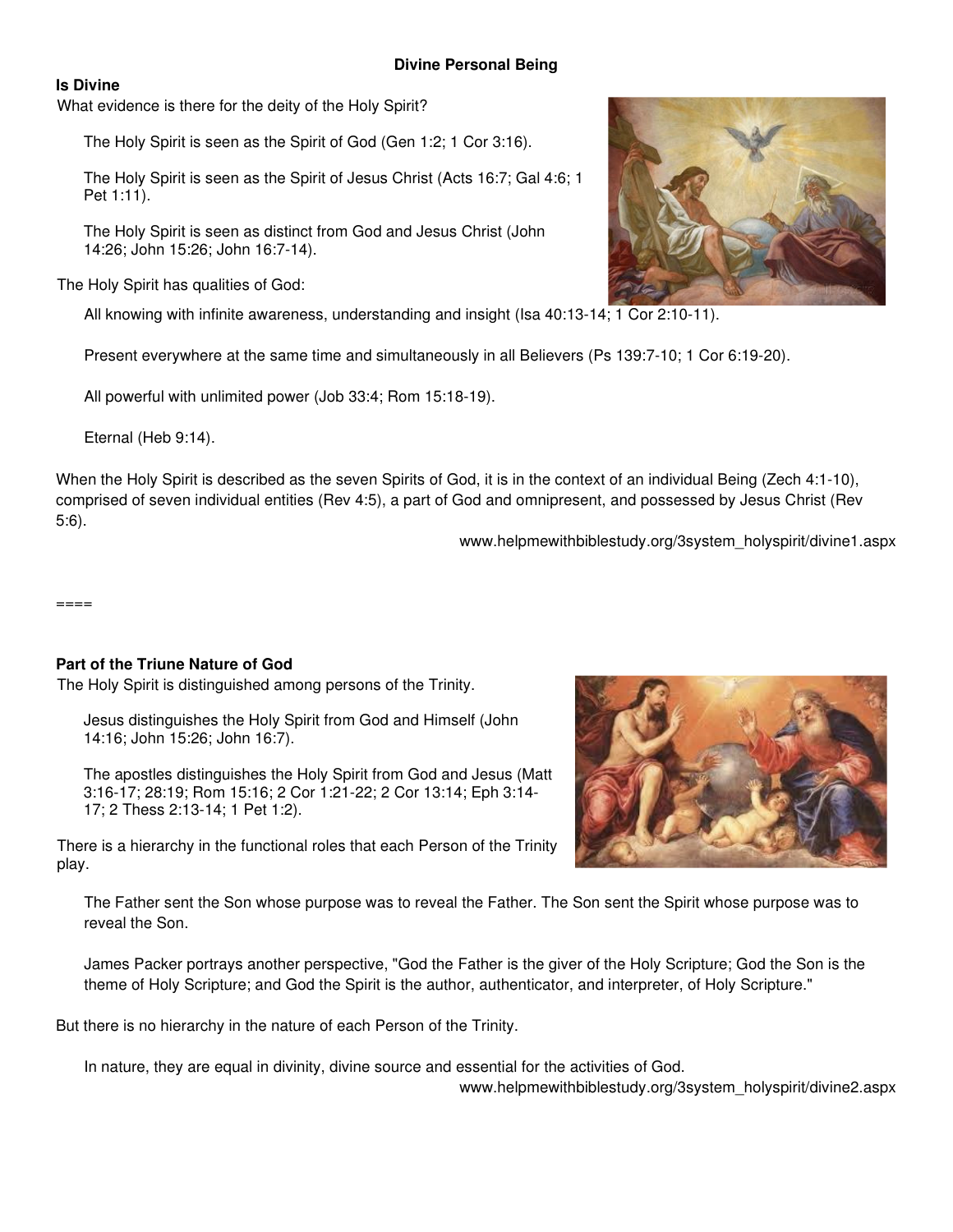## Divine Personal Being

### Is Divine

What evidence is there for the deity of the Holy Spirit?

The Holy Spirit is seen as the Spirit of God (Gen 1:2; 1 Cor 3:16).

The Holy Spirit is seen as the Spirit of Jesus Christ (Acts 16:7; Gal 4:6; 1 Pet 1:11).

The Holy Spirit is seen as distinct from God and Jesus Christ (John 14:26; John 15:26; John 16:7-14).

The Holy Spirit has qualities of God:

All knowing with infinite awareness, understanding and insight (Isa 40:13-14; 1 Cor 2:10-11).

Present everywhere at the same time and simultaneously in all Believers (Ps 139:7-10; 1 Cor 6:19-20).

All powerful with unlimited power (Job 33:4; Rom 15:18-19).

Eternal (Heb 9:14).

When the Holy Spirit is described as the seven Spirits of God, it is in the context of an individual Being (Zech 4:1-10), comprised of seven individual entities (Rev 4:5), a part of God and omnipresent, and possessed by Jesus Christ (Rev 5:6).

www.helpmewithbiblestudy.org/3system_holyspirit/divine1.aspx

====

### Part of the Triune Nature of God

The Holy Spirit is distinguished among persons of the Trinity.

Jesus distinguishes the Holy Spirit from God and Himself (John 14:16; John 15:26; John 16:7).

The apostles distinguishes the Holy Spirit from God and Jesus (Matt 3:16-17; 28:19; Rom 15:16; 2 Cor 1:21-22; 2 Cor 13:14; Eph 3:14-17; 2 Thess 2:13-14; 1 Pet 1:2).

There is a hierarchy in the functional roles that each Person of the Trinity play.

The Father sent the Son whose purpose was to reveal the Father. The Son sent the Spirit whose purpose was to reveal the Son.

James Packer portrays another perspective, "God the Father is the giver of the Holy Scripture; God the Son is the theme of Holy Scripture; and God the Spirit is the author, authenticator, and interpreter, of Holy Scripture."

But there is no hierarchy in the nature of each Person of the Trinity.

In nature, they are equal in divinity, divine source and essential for the activities of God.

www.helpmewithbiblestudy.org/3system_holyspirit/divine2.aspx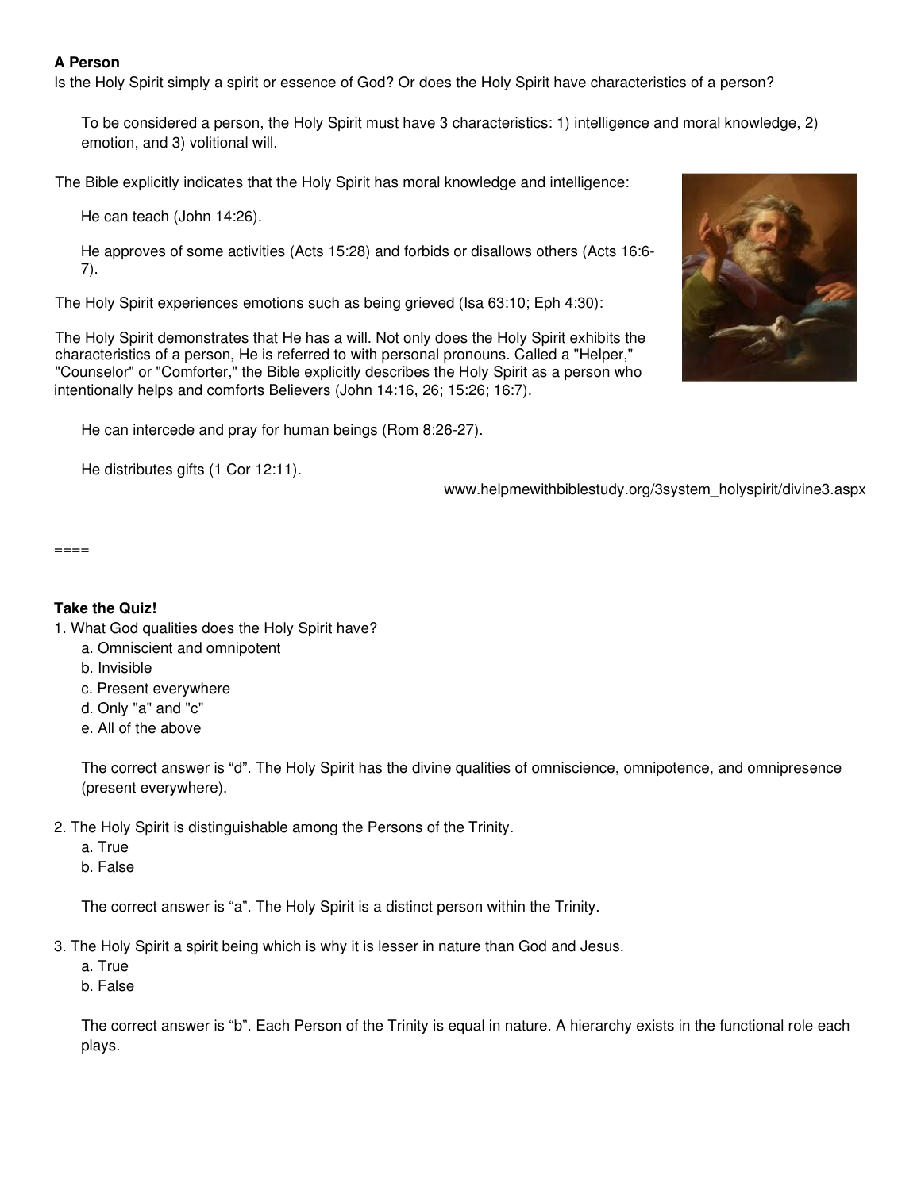**A Person**

Is the Holy Spirit simply a spirit or essence of God? Or does the Holy Spirit have characteristics of a person?

> To be considered a person, the Holy Spirit must have 3 characteristics: 1) intelligence and moral knowledge, 2) emotion, and 3) volitional will.

The Bible explicitly indicates that the Holy Spirit has moral knowledge and intelligence:

> He can teach (John 14:26).
>
> He approves of some activities (Acts 15:28) and forbids or disallows others (Acts 16:6-7).

The Holy Spirit experiences emotions such as being grieved (Isa 63:10; Eph 4:30):

The Holy Spirit demonstrates that He has a will. Not only does the Holy Spirit exhibits the characteristics of a person, He is referred to with personal pronouns. Called a "Helper," "Counselor" or "Comforter," the Bible explicitly describes the Holy Spirit as a person who intentionally helps and comforts Believers (John 14:16, 26; 15:26; 16:7).

> He can intercede and pray for human beings (Rom 8:26-27).
>
> He distributes gifts (1 Cor 12:11).

www.helpmewithbiblestudy.org/3system_holyspirit/divine3.aspx

====

**Take the Quiz!**

1. What God qualities does the Holy Spirit have?
   a. Omniscient and omnipotent
   b. Invisible
   c. Present everywhere
   d. Only "a" and "c"
   e. All of the above

   The correct answer is “d”. The Holy Spirit has the divine qualities of omniscience, omnipotence, and omnipresence (present everywhere).

2. The Holy Spirit is distinguishable among the Persons of the Trinity.
   a. True
   b. False

   The correct answer is “a”. The Holy Spirit is a distinct person within the Trinity.

3. The Holy Spirit a spirit being which is why it is lesser in nature than God and Jesus.
   a. True
   b. False

   The correct answer is “b”. Each Person of the Trinity is equal in nature. A hierarchy exists in the functional role each plays.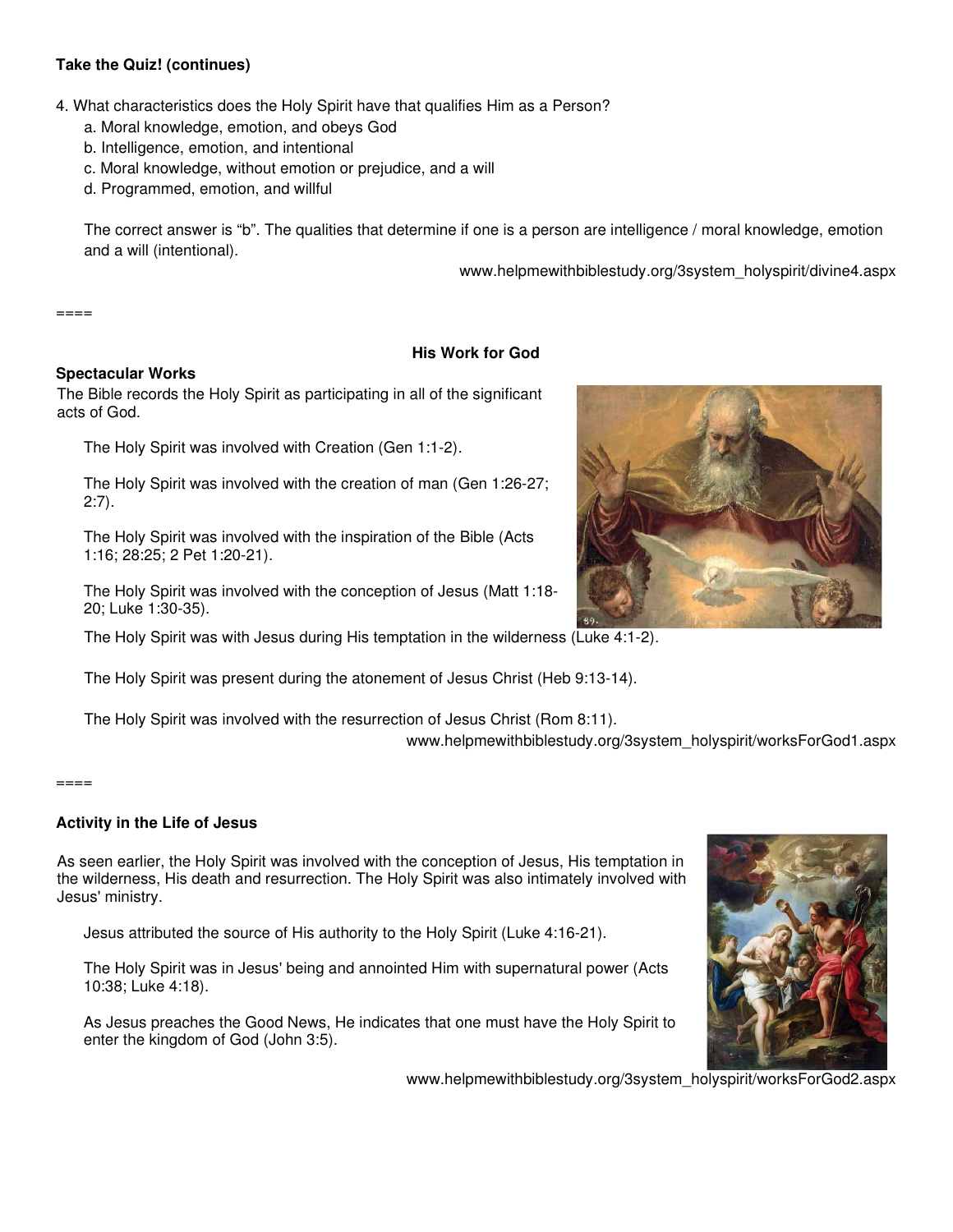**Take the Quiz! (continues)**

4. What characteristics does the Holy Spirit have that qualifies Him as a Person?
   a. Moral knowledge, emotion, and obeys God
   b. Intelligence, emotion, and intentional
   c. Moral knowledge, without emotion or prejudice, and a will
   d. Programmed, emotion, and willful

   The correct answer is "b". The qualities that determine if one is a person are intelligence / moral knowledge, emotion and a will (intentional).

www.helpmewithbiblestudy.org/3system_holyspirit/divine4.aspx

====

## His Work for God

### Spectacular Works

The Bible records the Holy Spirit as participating in all of the significant acts of God.

The Holy Spirit was involved with Creation (Gen 1:1-2).

The Holy Spirit was involved with the creation of man (Gen 1:26-27; 2:7).

The Holy Spirit was involved with the inspiration of the Bible (Acts 1:16; 28:25; 2 Pet 1:20-21).

The Holy Spirit was involved with the conception of Jesus (Matt 1:18-20; Luke 1:30-35).

The Holy Spirit was with Jesus during His temptation in the wilderness (Luke 4:1-2).

The Holy Spirit was present during the atonement of Jesus Christ (Heb 9:13-14).

The Holy Spirit was involved with the resurrection of Jesus Christ (Rom 8:11).

www.helpmewithbiblestudy.org/3system_holyspirit/worksForGod1.aspx

====

### Activity in the Life of Jesus

As seen earlier, the Holy Spirit was involved with the conception of Jesus, His temptation in the wilderness, His death and resurrection. The Holy Spirit was also intimately involved with Jesus' ministry.

Jesus attributed the source of His authority to the Holy Spirit (Luke 4:16-21).

The Holy Spirit was in Jesus' being and annointed Him with supernatural power (Acts 10:38; Luke 4:18).

As Jesus preaches the Good News, He indicates that one must have the Holy Spirit to enter the kingdom of God (John 3:5).

www.helpmewithbiblestudy.org/3system_holyspirit/worksForGod2.aspx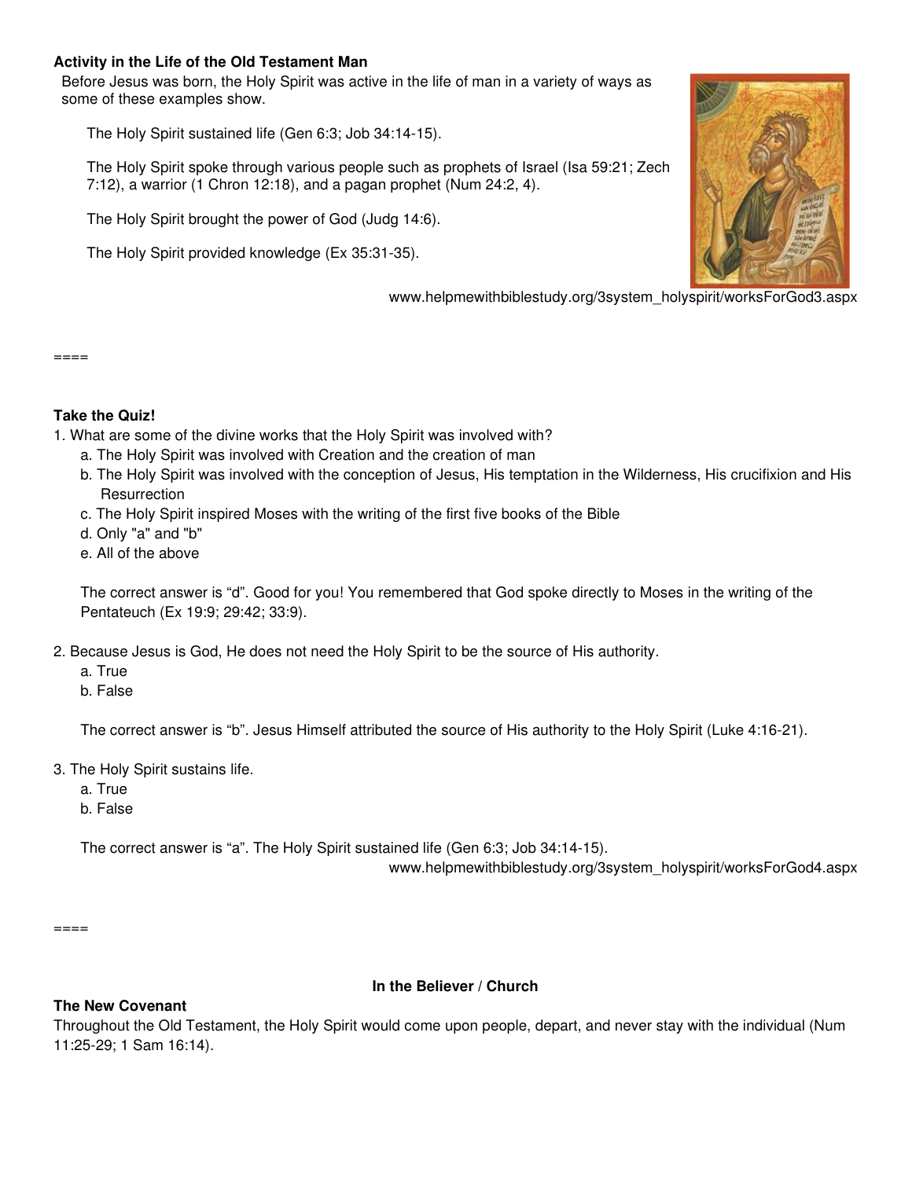**Activity in the Life of the Old Testament Man**

Before Jesus was born, the Holy Spirit was active in the life of man in a variety of ways as some of these examples show.

The Holy Spirit sustained life (Gen 6:3; Job 34:14-15).

The Holy Spirit spoke through various people such as prophets of Israel (Isa 59:21; Zech 7:12), a warrior (1 Chron 12:18), and a pagan prophet (Num 24:2, 4).

The Holy Spirit brought the power of God (Judg 14:6).

The Holy Spirit provided knowledge (Ex 35:31-35).

www.helpmewithbiblestudy.org/3system_holyspirit/worksForGod3.aspx

====

**Take the Quiz!**

1. What are some of the divine works that the Holy Spirit was involved with?
   a. The Holy Spirit was involved with Creation and the creation of man
   b. The Holy Spirit was involved with the conception of Jesus, His temptation in the Wilderness, His crucifixion and His Resurrection
   c. The Holy Spirit inspired Moses with the writing of the first five books of the Bible
   d. Only "a" and "b"
   e. All of the above

   The correct answer is "d". Good for you! You remembered that God spoke directly to Moses in the writing of the Pentateuch (Ex 19:9; 29:42; 33:9).

2. Because Jesus is God, He does not need the Holy Spirit to be the source of His authority.
   a. True
   b. False

   The correct answer is "b". Jesus Himself attributed the source of His authority to the Holy Spirit (Luke 4:16-21).

3. The Holy Spirit sustains life.
   a. True
   b. False

   The correct answer is "a". The Holy Spirit sustained life (Gen 6:3; Job 34:14-15).

www.helpmewithbiblestudy.org/3system_holyspirit/worksForGod4.aspx

====

## In the Believer / Church

**The New Covenant**

Throughout the Old Testament, the Holy Spirit would come upon people, depart, and never stay with the individual (Num 11:25-29; 1 Sam 16:14).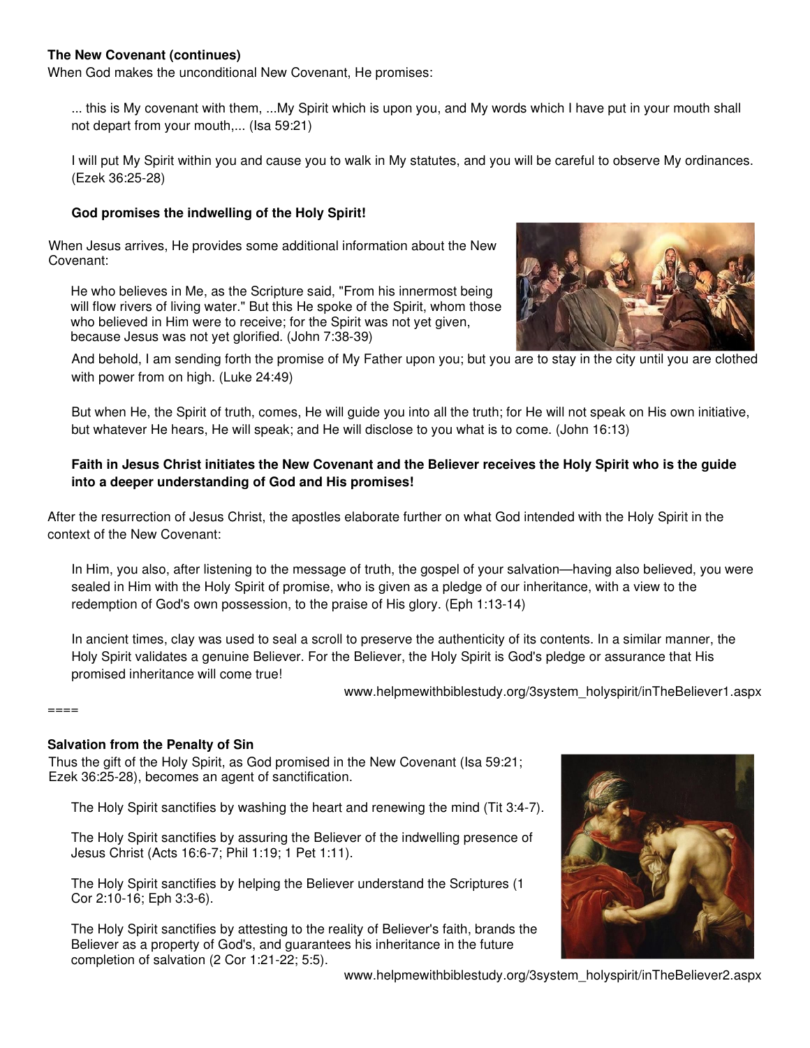**The New Covenant (continues)**

When God makes the unconditional New Covenant, He promises:

> ... this is My covenant with them, ...My Spirit which is upon you, and My words which I have put in your mouth shall not depart from your mouth,... (Isa 59:21)
>
> I will put My Spirit within you and cause you to walk in My statutes, and you will be careful to observe My ordinances. (Ezek 36:25-28)

**God promises the indwelling of the Holy Spirit!**

When Jesus arrives, He provides some additional information about the New Covenant:

> He who believes in Me, as the Scripture said, "From his innermost being will flow rivers of living water." But this He spoke of the Spirit, whom those who believed in Him were to receive; for the Spirit was not yet given, because Jesus was not yet glorified. (John 7:38-39)
>
> And behold, I am sending forth the promise of My Father upon you; but you are to stay in the city until you are clothed with power from on high. (Luke 24:49)
>
> But when He, the Spirit of truth, comes, He will guide you into all the truth; for He will not speak on His own initiative, but whatever He hears, He will speak; and He will disclose to you what is to come. (John 16:13)

**Faith in Jesus Christ initiates the New Covenant and the Believer receives the Holy Spirit who is the guide into a deeper understanding of God and His promises!**

After the resurrection of Jesus Christ, the apostles elaborate further on what God intended with the Holy Spirit in the context of the New Covenant:

> In Him, you also, after listening to the message of truth, the gospel of your salvation—having also believed, you were sealed in Him with the Holy Spirit of promise, who is given as a pledge of our inheritance, with a view to the redemption of God's own possession, to the praise of His glory. (Eph 1:13-14)

In ancient times, clay was used to seal a scroll to preserve the authenticity of its contents. In a similar manner, the Holy Spirit validates a genuine Believer. For the Believer, the Holy Spirit is God's pledge or assurance that His promised inheritance will come true!

www.helpmewithbiblestudy.org/3system_holyspirit/inTheBeliever1.aspx

====

**Salvation from the Penalty of Sin**

Thus the gift of the Holy Spirit, as God promised in the New Covenant (Isa 59:21; Ezek 36:25-28), becomes an agent of sanctification.

The Holy Spirit sanctifies by washing the heart and renewing the mind (Tit 3:4-7).

The Holy Spirit sanctifies by assuring the Believer of the indwelling presence of Jesus Christ (Acts 16:6-7; Phil 1:19; 1 Pet 1:11).

The Holy Spirit sanctifies by helping the Believer understand the Scriptures (1 Cor 2:10-16; Eph 3:3-6).

The Holy Spirit sanctifies by attesting to the reality of Believer's faith, brands the Believer as a property of God's, and guarantees his inheritance in the future completion of salvation (2 Cor 1:21-22; 5:5).

www.helpmewithbiblestudy.org/3system_holyspirit/inTheBeliever2.aspx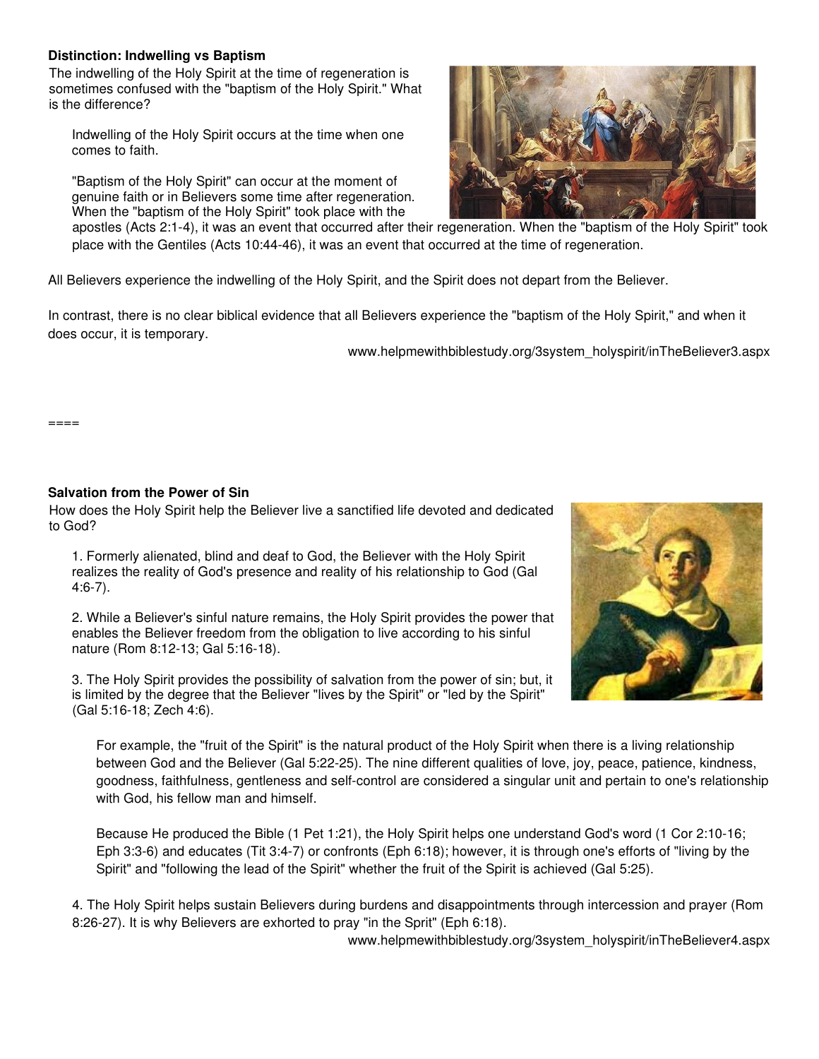**Distinction: Indwelling vs Baptism**

The indwelling of the Holy Spirit at the time of regeneration is sometimes confused with the "baptism of the Holy Spirit." What is the difference?

> Indwelling of the Holy Spirit occurs at the time when one comes to faith.
>
> "Baptism of the Holy Spirit" can occur at the moment of genuine faith or in Believers some time after regeneration. When the "baptism of the Holy Spirit" took place with the apostles (Acts 2:1-4), it was an event that occurred after their regeneration. When the "baptism of the Holy Spirit" took place with the Gentiles (Acts 10:44-46), it was an event that occurred at the time of regeneration.

All Believers experience the indwelling of the Holy Spirit, and the Spirit does not depart from the Believer.

In contrast, there is no clear biblical evidence that all Believers experience the "baptism of the Holy Spirit," and when it does occur, it is temporary.

www.helpmewithbiblestudy.org/3system_holyspirit/inTheBeliever3.aspx

====

**Salvation from the Power of Sin**

How does the Holy Spirit help the Believer live a sanctified life devoted and dedicated to God?

1. Formerly alienated, blind and deaf to God, the Believer with the Holy Spirit realizes the reality of God's presence and reality of his relationship to God (Gal 4:6-7).

2. While a Believer's sinful nature remains, the Holy Spirit provides the power that enables the Believer freedom from the obligation to live according to his sinful nature (Rom 8:12-13; Gal 5:16-18).

3. The Holy Spirit provides the possibility of salvation from the power of sin; but, it is limited by the degree that the Believer "lives by the Spirit" or "led by the Spirit" (Gal 5:16-18; Zech 4:6).

    For example, the "fruit of the Spirit" is the natural product of the Holy Spirit when there is a living relationship between God and the Believer (Gal 5:22-25). The nine different qualities of love, joy, peace, patience, kindness, goodness, faithfulness, gentleness and self-control are considered a singular unit and pertain to one's relationship with God, his fellow man and himself.

    Because He produced the Bible (1 Pet 1:21), the Holy Spirit helps one understand God's word (1 Cor 2:10-16; Eph 3:3-6) and educates (Tit 3:4-7) or confronts (Eph 6:18); however, it is through one's efforts of "living by the Spirit" and "following the lead of the Spirit" whether the fruit of the Spirit is achieved (Gal 5:25).

4. The Holy Spirit helps sustain Believers during burdens and disappointments through intercession and prayer (Rom 8:26-27). It is why Believers are exhorted to pray "in the Sprit" (Eph 6:18).

www.helpmewithbiblestudy.org/3system_holyspirit/inTheBeliever4.aspx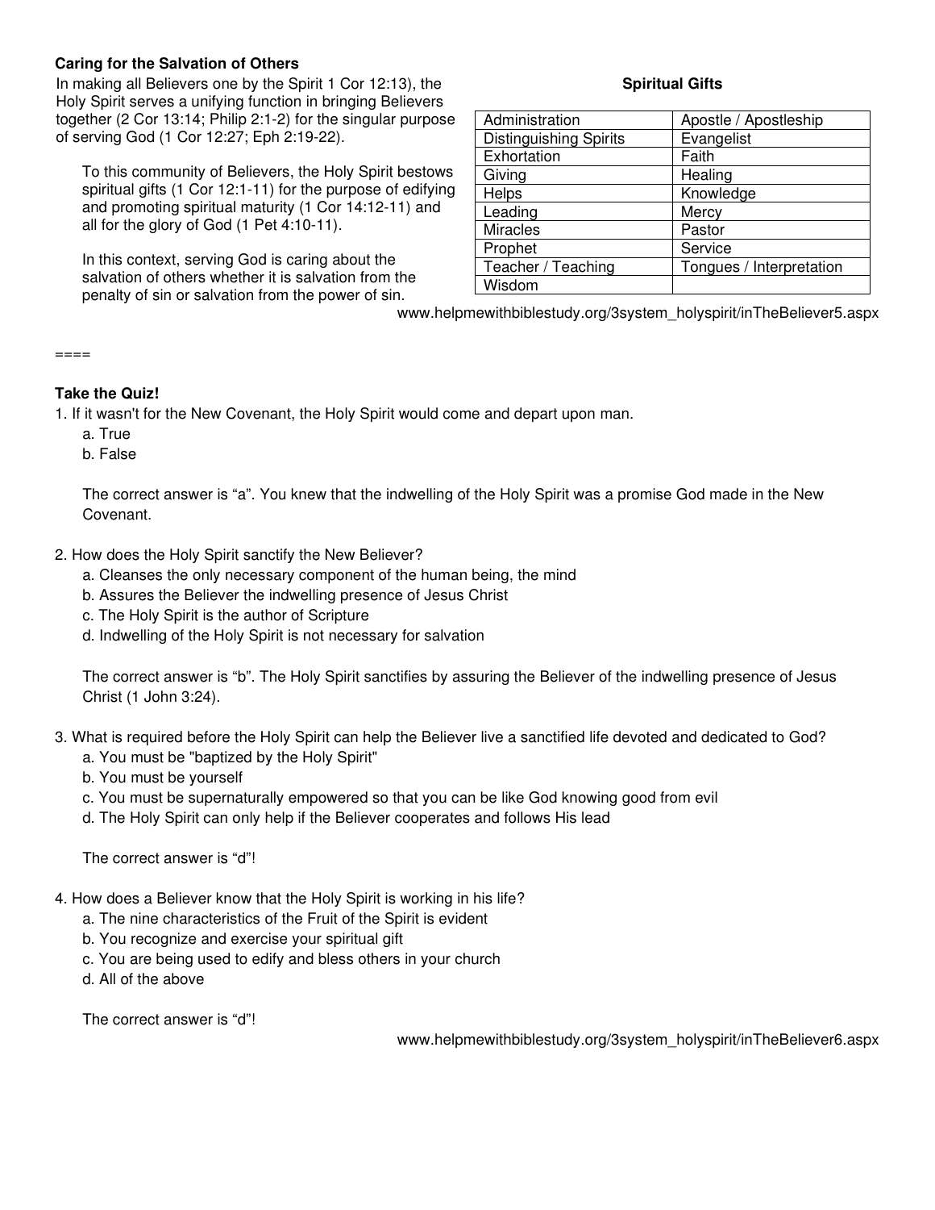**Caring for the Salvation of Others**

In making all Believers one by the Spirit 1 Cor 12:13), the Holy Spirit serves a unifying function in bringing Believers together (2 Cor 13:14; Philip 2:1-2) for the singular purpose of serving God (1 Cor 12:27; Eph 2:19-22).

To this community of Believers, the Holy Spirit bestows spiritual gifts (1 Cor 12:1-11) for the purpose of edifying and promoting spiritual maturity (1 Cor 14:12-11) and all for the glory of God (1 Pet 4:10-11).

In this context, serving God is caring about the salvation of others whether it is salvation from the penalty of sin or salvation from the power of sin.

**Spiritual Gifts**

| | |
|---|---|
| Administration | Apostle / Apostleship |
| Distinguishing Spirits | Evangelist |
| Exhortation | Faith |
| Giving | Healing |
| Helps | Knowledge |
| Leading | Mercy |
| Miracles | Pastor |
| Prophet | Service |
| Teacher / Teaching | Tongues / Interpretation |
| Wisdom | |

www.helpmewithbiblestudy.org/3system_holyspirit/inTheBeliever5.aspx

====

**Take the Quiz!**

1. If it wasn't for the New Covenant, the Holy Spirit would come and depart upon man.
   a. True
   b. False

   The correct answer is "a". You knew that the indwelling of the Holy Spirit was a promise God made in the New Covenant.

2. How does the Holy Spirit sanctify the New Believer?
   a. Cleanses the only necessary component of the human being, the mind
   b. Assures the Believer the indwelling presence of Jesus Christ
   c. The Holy Spirit is the author of Scripture
   d. Indwelling of the Holy Spirit is not necessary for salvation

   The correct answer is "b". The Holy Spirit sanctifies by assuring the Believer of the indwelling presence of Jesus Christ (1 John 3:24).

3. What is required before the Holy Spirit can help the Believer live a sanctified life devoted and dedicated to God?
   a. You must be "baptized by the Holy Spirit"
   b. You must be yourself
   c. You must be supernaturally empowered so that you can be like God knowing good from evil
   d. The Holy Spirit can only help if the Believer cooperates and follows His lead

   The correct answer is "d"!

4. How does a Believer know that the Holy Spirit is working in his life?
   a. The nine characteristics of the Fruit of the Spirit is evident
   b. You recognize and exercise your spiritual gift
   c. You are being used to edify and bless others in your church
   d. All of the above

   The correct answer is "d"!

www.helpmewithbiblestudy.org/3system_holyspirit/inTheBeliever6.aspx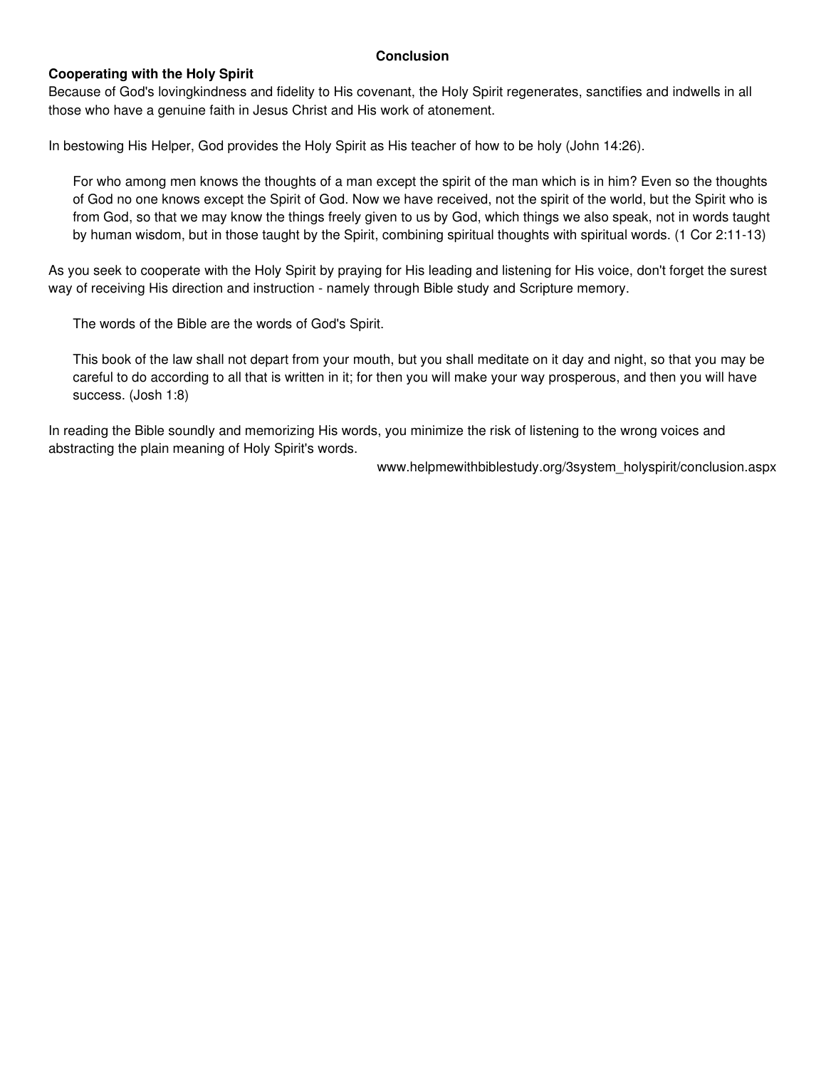# Conclusion

**Cooperating with the Holy Spirit**

Because of God's lovingkindness and fidelity to His covenant, the Holy Spirit regenerates, sanctifies and indwells in all those who have a genuine faith in Jesus Christ and His work of atonement.

In bestowing His Helper, God provides the Holy Spirit as His teacher of how to be holy (John 14:26).

> For who among men knows the thoughts of a man except the spirit of the man which is in him? Even so the thoughts of God no one knows except the Spirit of God. Now we have received, not the spirit of the world, but the Spirit who is from God, so that we may know the things freely given to us by God, which things we also speak, not in words taught by human wisdom, but in those taught by the Spirit, combining spiritual thoughts with spiritual words. (1 Cor 2:11-13)

As you seek to cooperate with the Holy Spirit by praying for His leading and listening for His voice, don't forget the surest way of receiving His direction and instruction - namely through Bible study and Scripture memory.

> The words of the Bible are the words of God's Spirit.
>
> This book of the law shall not depart from your mouth, but you shall meditate on it day and night, so that you may be careful to do according to all that is written in it; for then you will make your way prosperous, and then you will have success. (Josh 1:8)

In reading the Bible soundly and memorizing His words, you minimize the risk of listening to the wrong voices and abstracting the plain meaning of Holy Spirit's words.

www.helpmewithbiblestudy.org/3system_holyspirit/conclusion.aspx